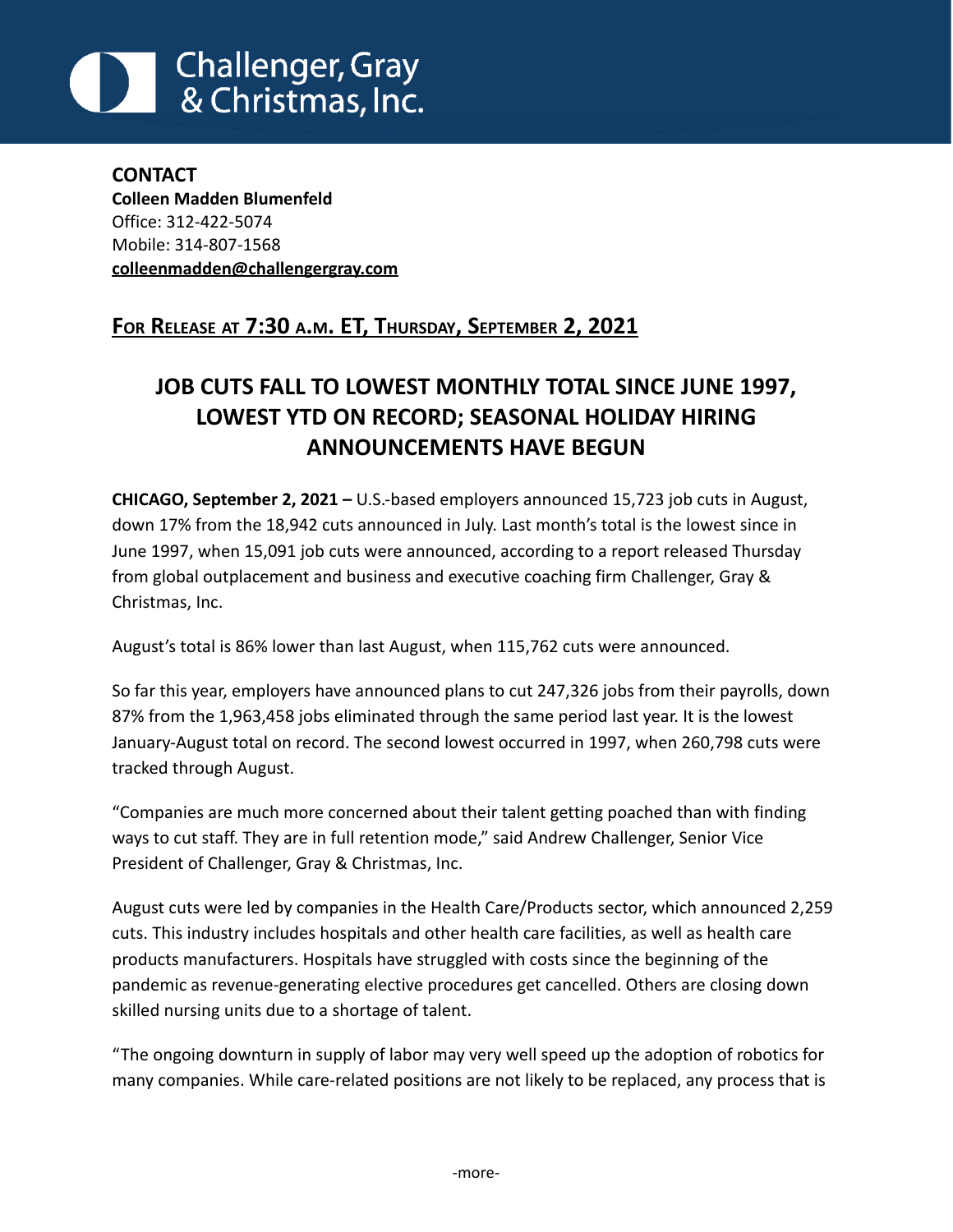Challenger, Gray & Christmas, Inc.

**CONTACT**
**Colleen Madden Blumenfeld**
Office: 312-422-5074
Mobile: 314-807-1568
**colleenmadden@challengergray.com**

## FOR RELEASE AT 7:30 A.M. ET, THURSDAY, SEPTEMBER 2, 2021

# JOB CUTS FALL TO LOWEST MONTHLY TOTAL SINCE JUNE 1997, LOWEST YTD ON RECORD; SEASONAL HOLIDAY HIRING ANNOUNCEMENTS HAVE BEGUN

**CHICAGO, September 2, 2021 –** U.S.-based employers announced 15,723 job cuts in August, down 17% from the 18,942 cuts announced in July. Last month's total is the lowest since in June 1997, when 15,091 job cuts were announced, according to a report released Thursday from global outplacement and business and executive coaching firm Challenger, Gray & Christmas, Inc.

August's total is 86% lower than last August, when 115,762 cuts were announced.

So far this year, employers have announced plans to cut 247,326 jobs from their payrolls, down 87% from the 1,963,458 jobs eliminated through the same period last year. It is the lowest January-August total on record. The second lowest occurred in 1997, when 260,798 cuts were tracked through August.

"Companies are much more concerned about their talent getting poached than with finding ways to cut staff. They are in full retention mode," said Andrew Challenger, Senior Vice President of Challenger, Gray & Christmas, Inc.

August cuts were led by companies in the Health Care/Products sector, which announced 2,259 cuts. This industry includes hospitals and other health care facilities, as well as health care products manufacturers. Hospitals have struggled with costs since the beginning of the pandemic as revenue-generating elective procedures get cancelled. Others are closing down skilled nursing units due to a shortage of talent.

"The ongoing downturn in supply of labor may very well speed up the adoption of robotics for many companies. While care-related positions are not likely to be replaced, any process that is

-more-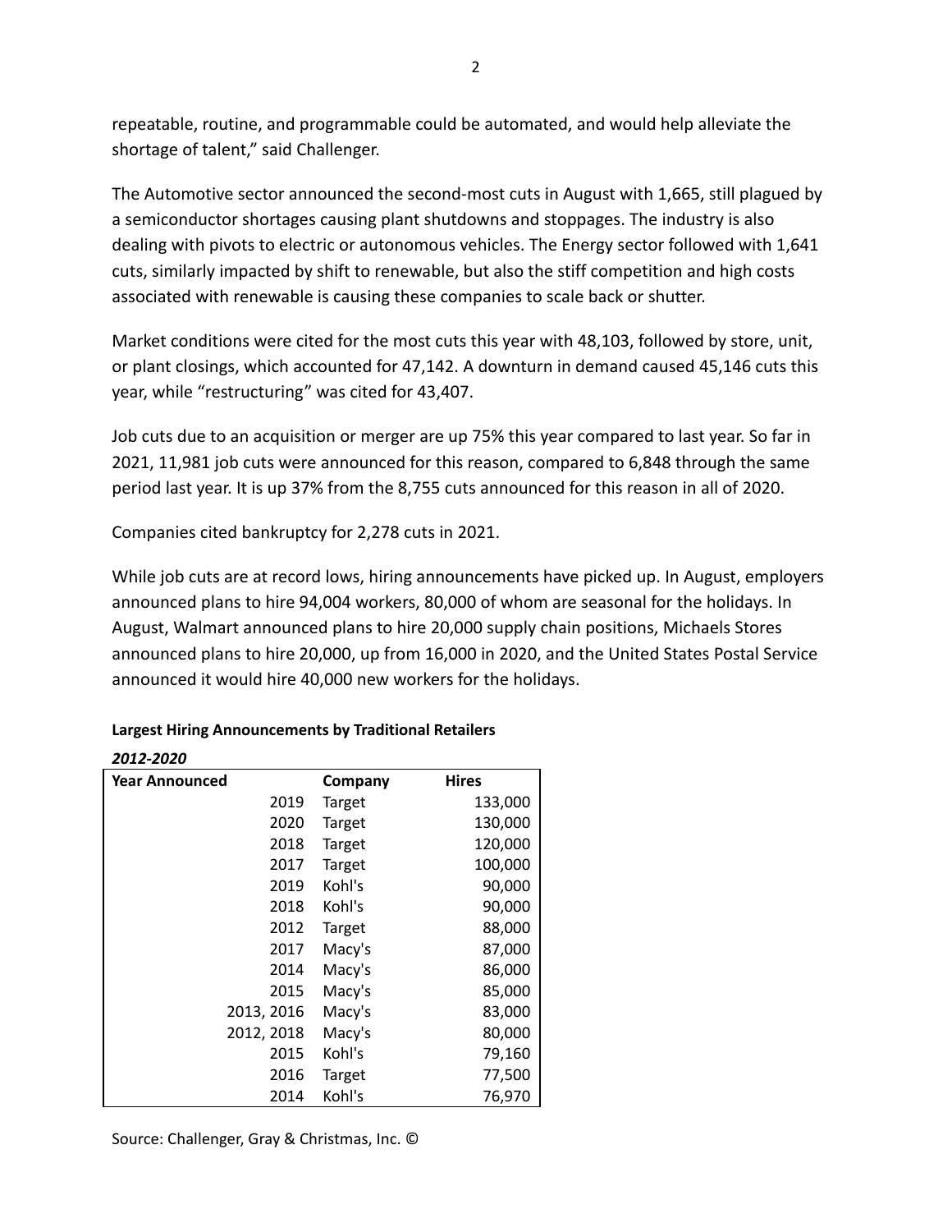repeatable, routine, and programmable could be automated, and would help alleviate the shortage of talent," said Challenger.

The Automotive sector announced the second-most cuts in August with 1,665, still plagued by a semiconductor shortages causing plant shutdowns and stoppages. The industry is also dealing with pivots to electric or autonomous vehicles. The Energy sector followed with 1,641 cuts, similarly impacted by shift to renewable, but also the stiff competition and high costs associated with renewable is causing these companies to scale back or shutter.

Market conditions were cited for the most cuts this year with 48,103, followed by store, unit, or plant closings, which accounted for 47,142. A downturn in demand caused 45,146 cuts this year, while "restructuring" was cited for 43,407.

Job cuts due to an acquisition or merger are up 75% this year compared to last year. So far in 2021, 11,981 job cuts were announced for this reason, compared to 6,848 through the same period last year. It is up 37% from the 8,755 cuts announced for this reason in all of 2020.

Companies cited bankruptcy for 2,278 cuts in 2021.

While job cuts are at record lows, hiring announcements have picked up. In August, employers announced plans to hire 94,004 workers, 80,000 of whom are seasonal for the holidays. In August, Walmart announced plans to hire 20,000 supply chain positions, Michaels Stores announced plans to hire 20,000, up from 16,000 in 2020, and the United States Postal Service announced it would hire 40,000 new workers for the holidays.

**Largest Hiring Announcements by Traditional Retailers**

***2012-2020***

| Year Announced | Company | Hires |
|---|---|---|
| 2019 | Target | 133,000 |
| 2020 | Target | 130,000 |
| 2018 | Target | 120,000 |
| 2017 | Target | 100,000 |
| 2019 | Kohl's | 90,000 |
| 2018 | Kohl's | 90,000 |
| 2012 | Target | 88,000 |
| 2017 | Macy's | 87,000 |
| 2014 | Macy's | 86,000 |
| 2015 | Macy's | 85,000 |
| 2013, 2016 | Macy's | 83,000 |
| 2012, 2018 | Macy's | 80,000 |
| 2015 | Kohl's | 79,160 |
| 2016 | Target | 77,500 |
| 2014 | Kohl's | 76,970 |

Source: Challenger, Gray & Christmas, Inc. ©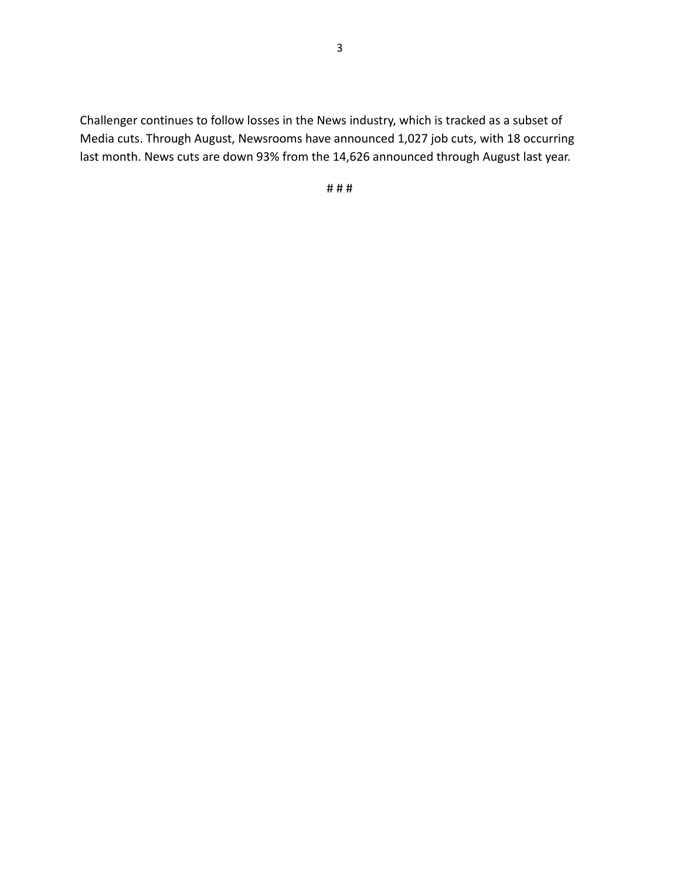Challenger continues to follow losses in the News industry, which is tracked as a subset of Media cuts. Through August, Newsrooms have announced 1,027 job cuts, with 18 occurring last month. News cuts are down 93% from the 14,626 announced through August last year.

# # #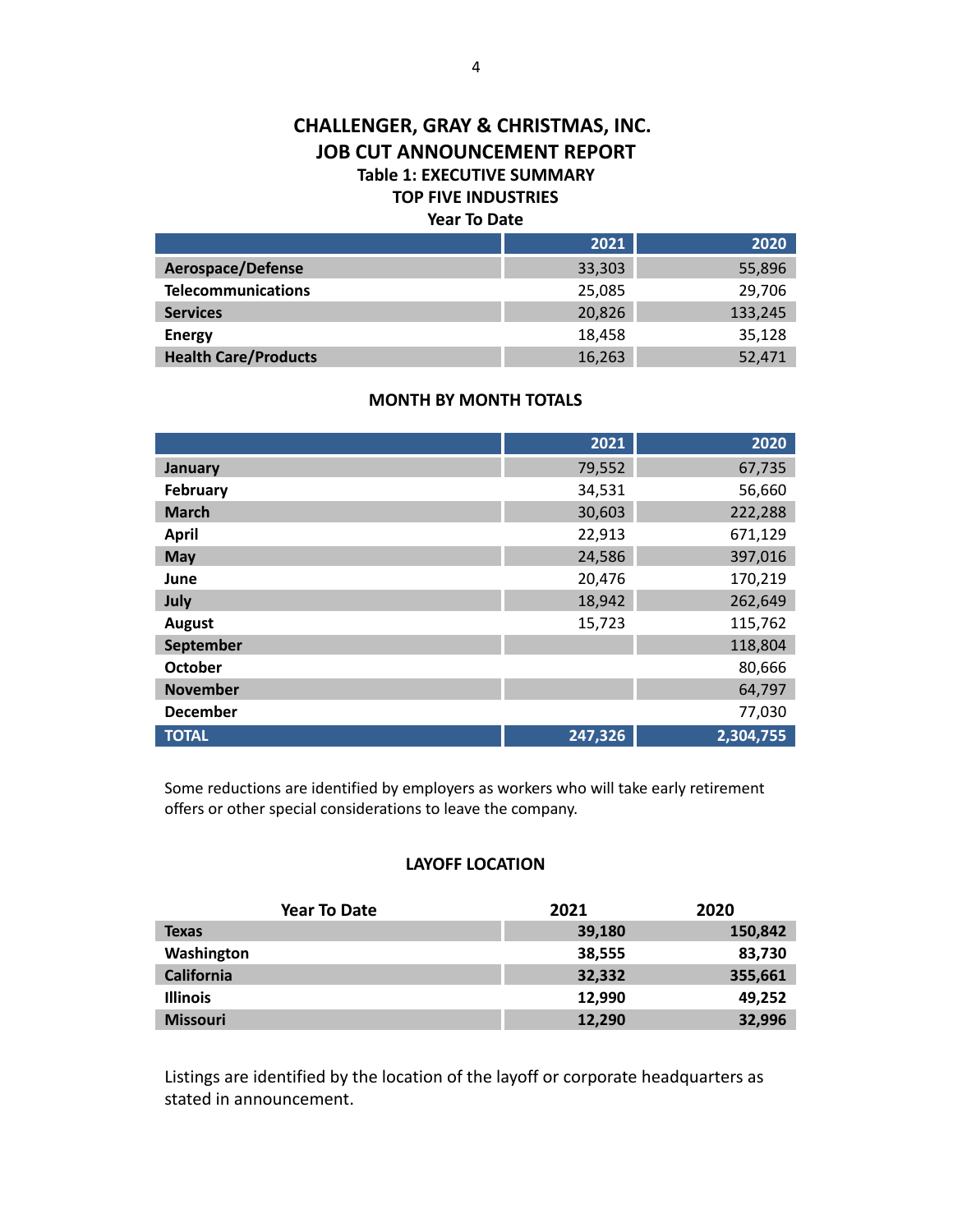# CHALLENGER, GRAY & CHRISTMAS, INC.
# JOB CUT ANNOUNCEMENT REPORT

### Table 1: EXECUTIVE SUMMARY

### TOP FIVE INDUSTRIES

**Year To Date**

| | 2021 | 2020 |
|---|---|---|
| Aerospace/Defense | 33,303 | 55,896 |
| Telecommunications | 25,085 | 29,706 |
| Services | 20,826 | 133,245 |
| Energy | 18,458 | 35,128 |
| Health Care/Products | 16,263 | 52,471 |

### MONTH BY MONTH TOTALS

| | 2021 | 2020 |
|---|---|---|
| January | 79,552 | 67,735 |
| February | 34,531 | 56,660 |
| March | 30,603 | 222,288 |
| April | 22,913 | 671,129 |
| May | 24,586 | 397,016 |
| June | 20,476 | 170,219 |
| July | 18,942 | 262,649 |
| August | 15,723 | 115,762 |
| September | | 118,804 |
| October | | 80,666 |
| November | | 64,797 |
| December | | 77,030 |
| **TOTAL** | **247,326** | **2,304,755** |

Some reductions are identified by employers as workers who will take early retirement offers or other special considerations to leave the company.

### LAYOFF LOCATION

| Year To Date | 2021 | 2020 |
|---|---|---|
| Texas | 39,180 | 150,842 |
| Washington | 38,555 | 83,730 |
| California | 32,332 | 355,661 |
| Illinois | 12,990 | 49,252 |
| Missouri | 12,290 | 32,996 |

Listings are identified by the location of the layoff or corporate headquarters as stated in announcement.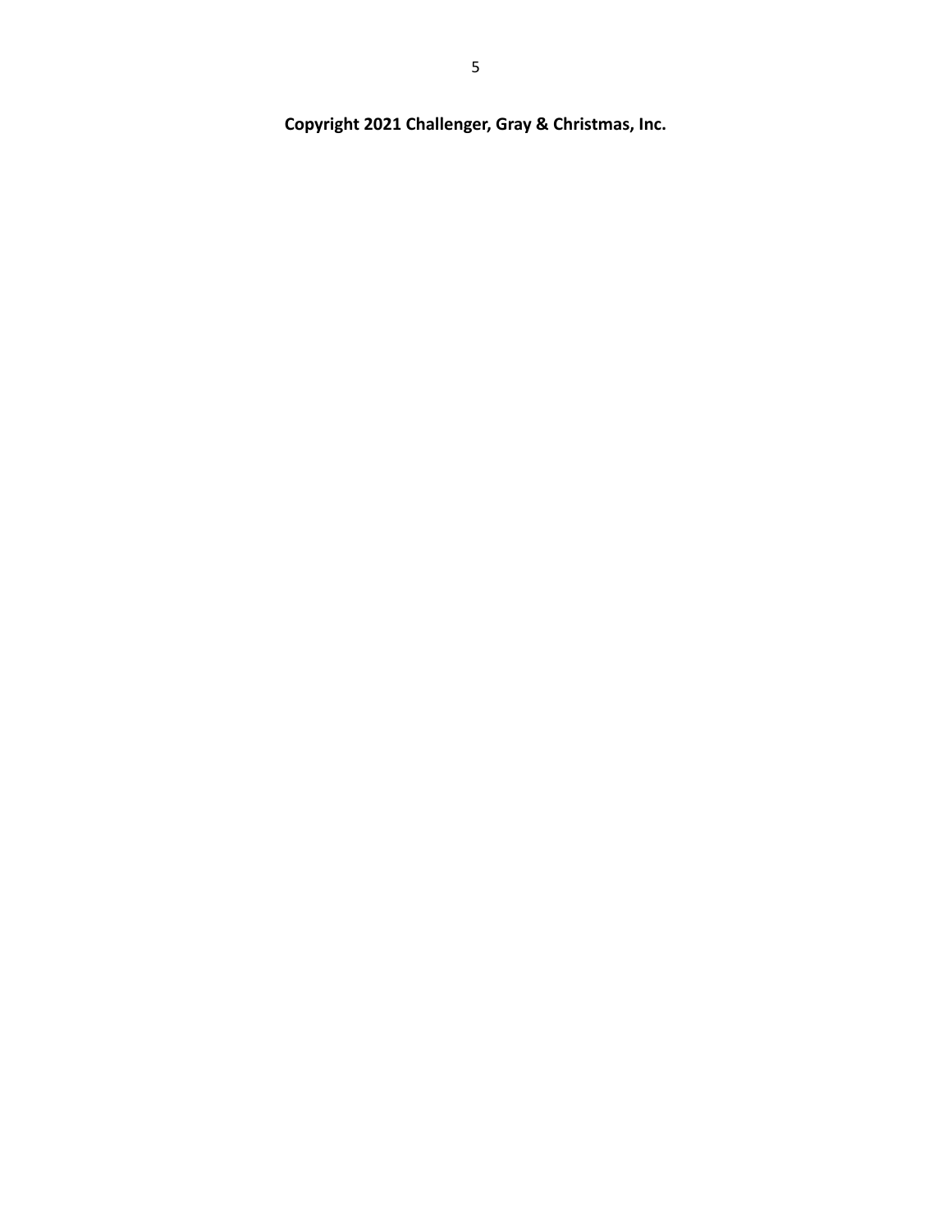**Copyright 2021 Challenger, Gray & Christmas, Inc.**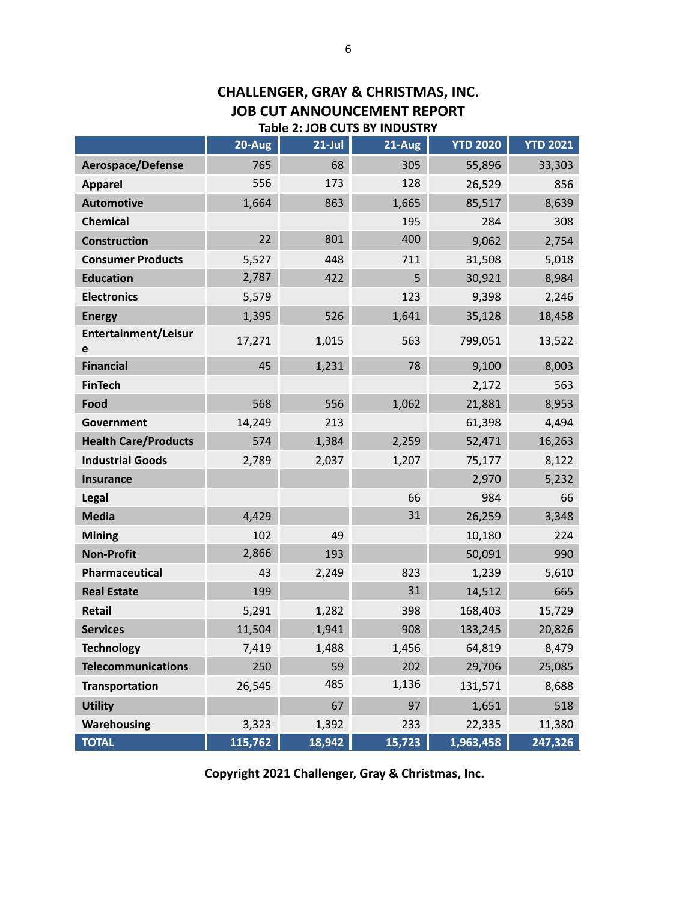# CHALLENGER, GRAY & CHRISTMAS, INC.
# JOB CUT ANNOUNCEMENT REPORT

### Table 2: JOB CUTS BY INDUSTRY

| | 20-Aug | 21-Jul | 21-Aug | YTD 2020 | YTD 2021 |
|---|---|---|---|---|---|
| **Aerospace/Defense** | 765 | 68 | 305 | 55,896 | 33,303 |
| **Apparel** | 556 | 173 | 128 | 26,529 | 856 |
| **Automotive** | 1,664 | 863 | 1,665 | 85,517 | 8,639 |
| **Chemical** | | | 195 | 284 | 308 |
| **Construction** | 22 | 801 | 400 | 9,062 | 2,754 |
| **Consumer Products** | 5,527 | 448 | 711 | 31,508 | 5,018 |
| **Education** | 2,787 | 422 | 5 | 30,921 | 8,984 |
| **Electronics** | 5,579 | | 123 | 9,398 | 2,246 |
| **Energy** | 1,395 | 526 | 1,641 | 35,128 | 18,458 |
| **Entertainment/Leisure** | 17,271 | 1,015 | 563 | 799,051 | 13,522 |
| **Financial** | 45 | 1,231 | 78 | 9,100 | 8,003 |
| **FinTech** | | | | 2,172 | 563 |
| **Food** | 568 | 556 | 1,062 | 21,881 | 8,953 |
| **Government** | 14,249 | 213 | | 61,398 | 4,494 |
| **Health Care/Products** | 574 | 1,384 | 2,259 | 52,471 | 16,263 |
| **Industrial Goods** | 2,789 | 2,037 | 1,207 | 75,177 | 8,122 |
| **Insurance** | | | | 2,970 | 5,232 |
| **Legal** | | | 66 | 984 | 66 |
| **Media** | 4,429 | | 31 | 26,259 | 3,348 |
| **Mining** | 102 | 49 | | 10,180 | 224 |
| **Non-Profit** | 2,866 | 193 | | 50,091 | 990 |
| **Pharmaceutical** | 43 | 2,249 | 823 | 1,239 | 5,610 |
| **Real Estate** | 199 | | 31 | 14,512 | 665 |
| **Retail** | 5,291 | 1,282 | 398 | 168,403 | 15,729 |
| **Services** | 11,504 | 1,941 | 908 | 133,245 | 20,826 |
| **Technology** | 7,419 | 1,488 | 1,456 | 64,819 | 8,479 |
| **Telecommunications** | 250 | 59 | 202 | 29,706 | 25,085 |
| **Transportation** | 26,545 | 485 | 1,136 | 131,571 | 8,688 |
| **Utility** | | 67 | 97 | 1,651 | 518 |
| **Warehousing** | 3,323 | 1,392 | 233 | 22,335 | 11,380 |
| **TOTAL** | **115,762** | **18,942** | **15,723** | **1,963,458** | **247,326** |

**Copyright 2021 Challenger, Gray & Christmas, Inc.**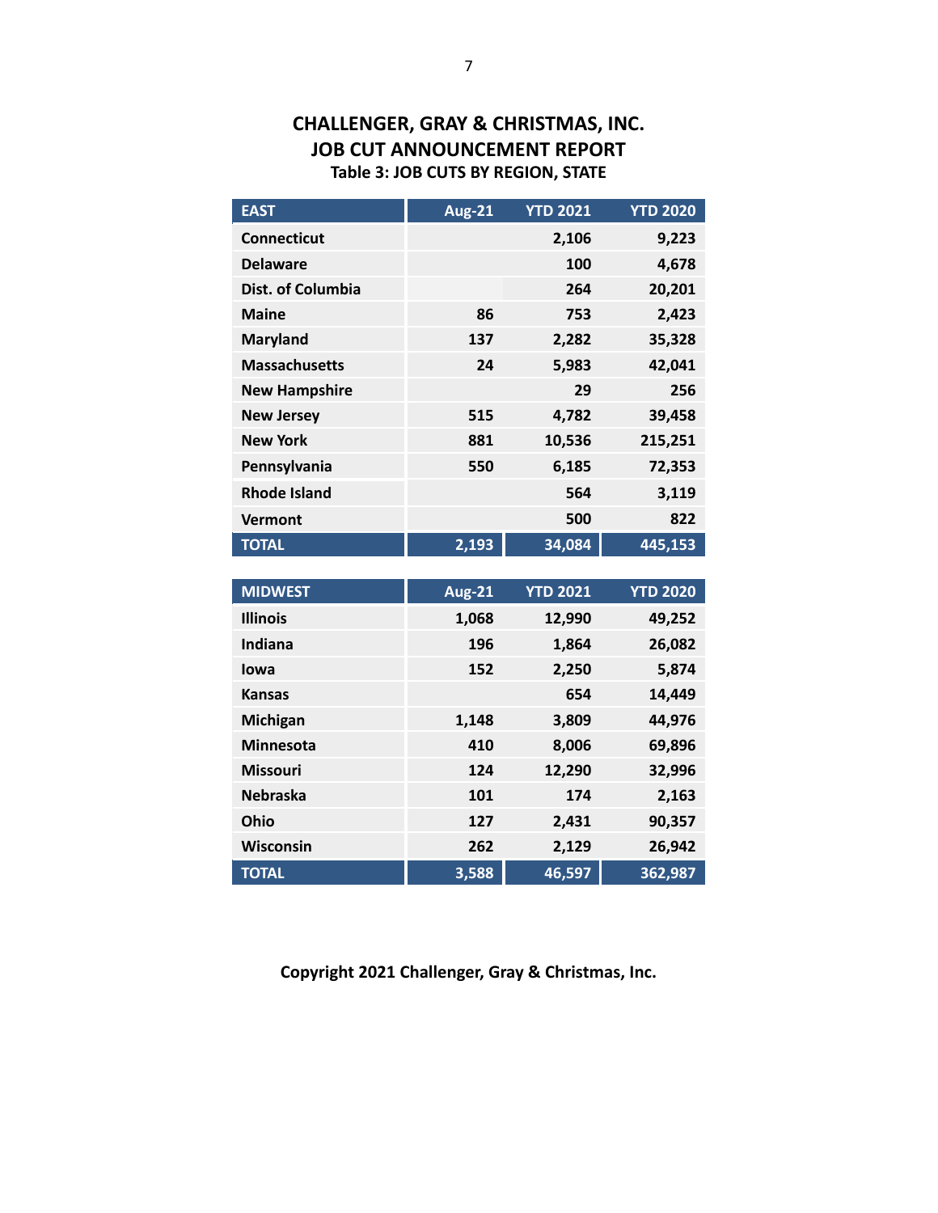# CHALLENGER, GRAY & CHRISTMAS, INC.
## JOB CUT ANNOUNCEMENT REPORT
### Table 3: JOB CUTS BY REGION, STATE

| EAST | Aug-21 | YTD 2021 | YTD 2020 |
|---|---|---|---|
| Connecticut | | 2,106 | 9,223 |
| Delaware | | 100 | 4,678 |
| Dist. of Columbia | | 264 | 20,201 |
| Maine | 86 | 753 | 2,423 |
| Maryland | 137 | 2,282 | 35,328 |
| Massachusetts | 24 | 5,983 | 42,041 |
| New Hampshire | | 29 | 256 |
| New Jersey | 515 | 4,782 | 39,458 |
| New York | 881 | 10,536 | 215,251 |
| Pennsylvania | 550 | 6,185 | 72,353 |
| Rhode Island | | 564 | 3,119 |
| Vermont | | 500 | 822 |
| TOTAL | 2,193 | 34,084 | 445,153 |

| MIDWEST | Aug-21 | YTD 2021 | YTD 2020 |
|---|---|---|---|
| Illinois | 1,068 | 12,990 | 49,252 |
| Indiana | 196 | 1,864 | 26,082 |
| Iowa | 152 | 2,250 | 5,874 |
| Kansas | | 654 | 14,449 |
| Michigan | 1,148 | 3,809 | 44,976 |
| Minnesota | 410 | 8,006 | 69,896 |
| Missouri | 124 | 12,290 | 32,996 |
| Nebraska | 101 | 174 | 2,163 |
| Ohio | 127 | 2,431 | 90,357 |
| Wisconsin | 262 | 2,129 | 26,942 |
| TOTAL | 3,588 | 46,597 | 362,987 |

**Copyright 2021 Challenger, Gray & Christmas, Inc.**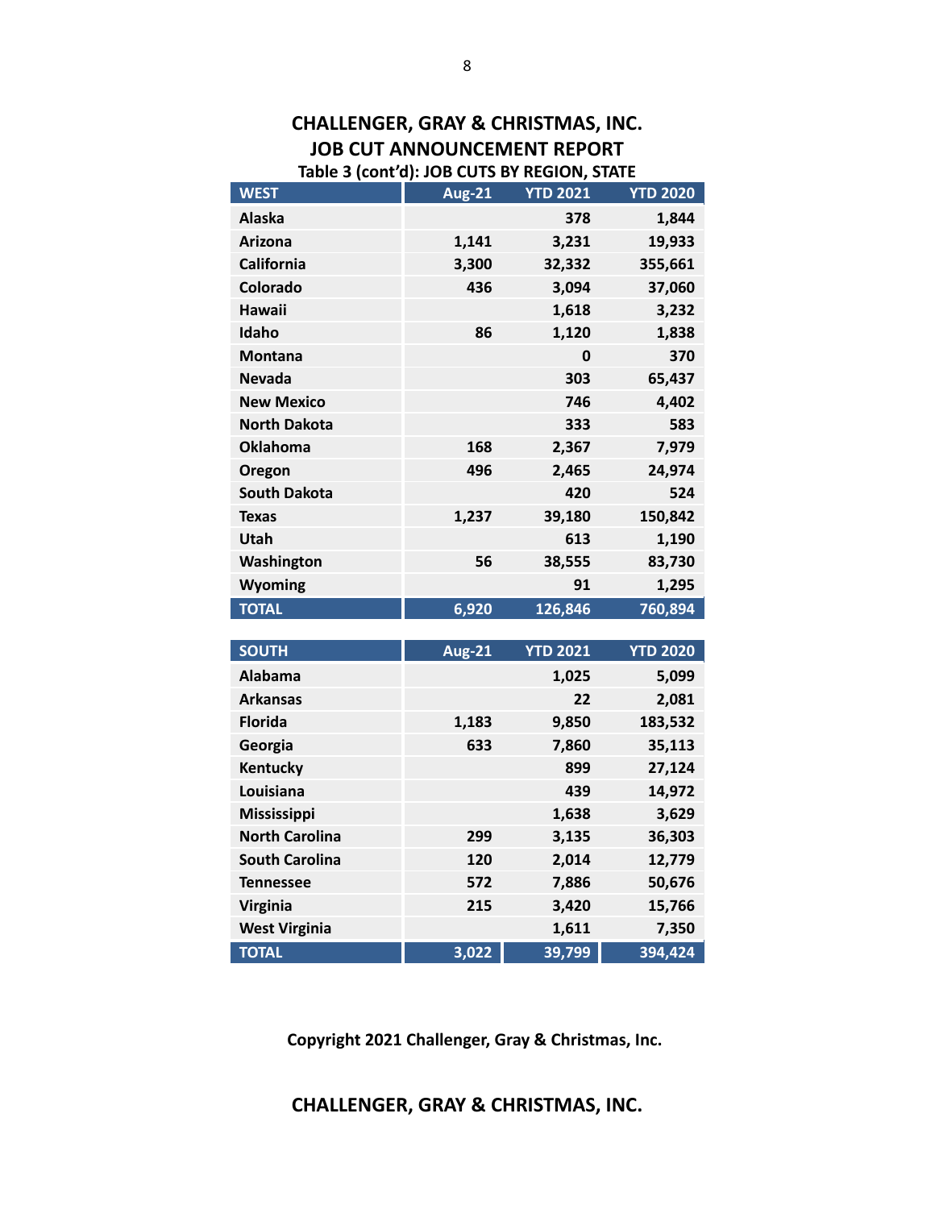## CHALLENGER, GRAY & CHRISTMAS, INC.
## JOB CUT ANNOUNCEMENT REPORT
### Table 3 (cont'd): JOB CUTS BY REGION, STATE

| WEST | Aug-21 | YTD 2021 | YTD 2020 |
|---|---|---|---|
| Alaska | | 378 | 1,844 |
| Arizona | 1,141 | 3,231 | 19,933 |
| California | 3,300 | 32,332 | 355,661 |
| Colorado | 436 | 3,094 | 37,060 |
| Hawaii | | 1,618 | 3,232 |
| Idaho | 86 | 1,120 | 1,838 |
| Montana | | 0 | 370 |
| Nevada | | 303 | 65,437 |
| New Mexico | | 746 | 4,402 |
| North Dakota | | 333 | 583 |
| Oklahoma | 168 | 2,367 | 7,979 |
| Oregon | 496 | 2,465 | 24,974 |
| South Dakota | | 420 | 524 |
| Texas | 1,237 | 39,180 | 150,842 |
| Utah | | 613 | 1,190 |
| Washington | 56 | 38,555 | 83,730 |
| Wyoming | | 91 | 1,295 |
| TOTAL | 6,920 | 126,846 | 760,894 |

| SOUTH | Aug-21 | YTD 2021 | YTD 2020 |
|---|---|---|---|
| Alabama | | 1,025 | 5,099 |
| Arkansas | | 22 | 2,081 |
| Florida | 1,183 | 9,850 | 183,532 |
| Georgia | 633 | 7,860 | 35,113 |
| Kentucky | | 899 | 27,124 |
| Louisiana | | 439 | 14,972 |
| Mississippi | | 1,638 | 3,629 |
| North Carolina | 299 | 3,135 | 36,303 |
| South Carolina | 120 | 2,014 | 12,779 |
| Tennessee | 572 | 7,886 | 50,676 |
| Virginia | 215 | 3,420 | 15,766 |
| West Virginia | | 1,611 | 7,350 |
| TOTAL | 3,022 | 39,799 | 394,424 |

**Copyright 2021 Challenger, Gray & Christmas, Inc.**

**CHALLENGER, GRAY & CHRISTMAS, INC.**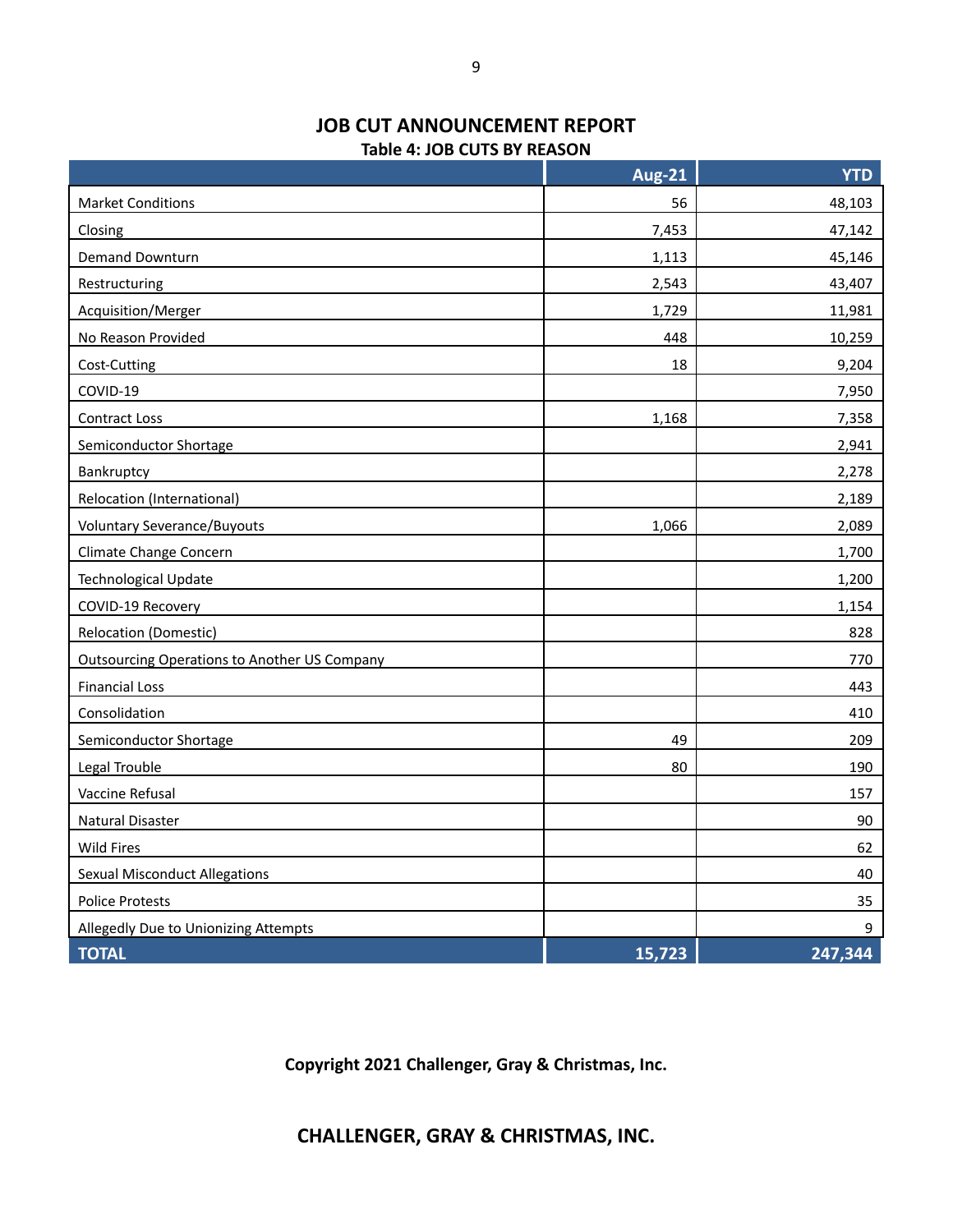## JOB CUT ANNOUNCEMENT REPORT

### Table 4: JOB CUTS BY REASON

| | Aug-21 | YTD |
|---|---|---|
| Market Conditions | 56 | 48,103 |
| Closing | 7,453 | 47,142 |
| Demand Downturn | 1,113 | 45,146 |
| Restructuring | 2,543 | 43,407 |
| Acquisition/Merger | 1,729 | 11,981 |
| No Reason Provided | 448 | 10,259 |
| Cost-Cutting | 18 | 9,204 |
| COVID-19 | | 7,950 |
| Contract Loss | 1,168 | 7,358 |
| Semiconductor Shortage | | 2,941 |
| Bankruptcy | | 2,278 |
| Relocation (International) | | 2,189 |
| Voluntary Severance/Buyouts | 1,066 | 2,089 |
| Climate Change Concern | | 1,700 |
| Technological Update | | 1,200 |
| COVID-19 Recovery | | 1,154 |
| Relocation (Domestic) | | 828 |
| Outsourcing Operations to Another US Company | | 770 |
| Financial Loss | | 443 |
| Consolidation | | 410 |
| Semiconductor Shortage | 49 | 209 |
| Legal Trouble | 80 | 190 |
| Vaccine Refusal | | 157 |
| Natural Disaster | | 90 |
| Wild Fires | | 62 |
| Sexual Misconduct Allegations | | 40 |
| Police Protests | | 35 |
| Allegedly Due to Unionizing Attempts | | 9 |
| **TOTAL** | **15,723** | **247,344** |

**Copyright 2021 Challenger, Gray & Christmas, Inc.**

**CHALLENGER, GRAY & CHRISTMAS, INC.**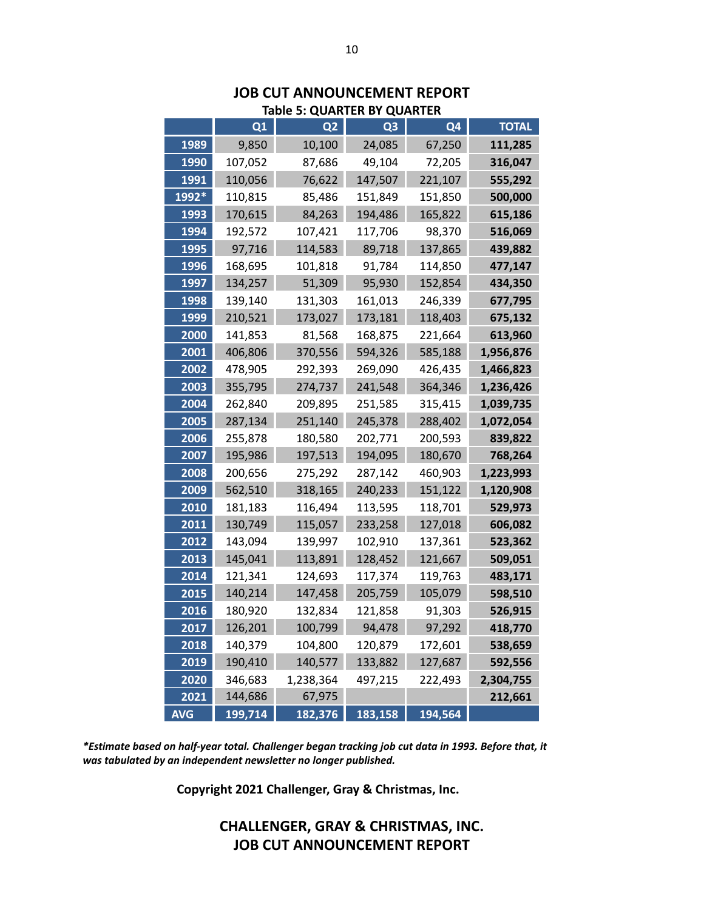# JOB CUT ANNOUNCEMENT REPORT

## Table 5: QUARTER BY QUARTER

| | Q1 | Q2 | Q3 | Q4 | TOTAL |
|---|---|---|---|---|---|
| **1989** | 9,850 | 10,100 | 24,085 | 67,250 | **111,285** |
| **1990** | 107,052 | 87,686 | 49,104 | 72,205 | **316,047** |
| **1991** | 110,056 | 76,622 | 147,507 | 221,107 | **555,292** |
| **1992*** | 110,815 | 85,486 | 151,849 | 151,850 | **500,000** |
| **1993** | 170,615 | 84,263 | 194,486 | 165,822 | **615,186** |
| **1994** | 192,572 | 107,421 | 117,706 | 98,370 | **516,069** |
| **1995** | 97,716 | 114,583 | 89,718 | 137,865 | **439,882** |
| **1996** | 168,695 | 101,818 | 91,784 | 114,850 | **477,147** |
| **1997** | 134,257 | 51,309 | 95,930 | 152,854 | **434,350** |
| **1998** | 139,140 | 131,303 | 161,013 | 246,339 | **677,795** |
| **1999** | 210,521 | 173,027 | 173,181 | 118,403 | **675,132** |
| **2000** | 141,853 | 81,568 | 168,875 | 221,664 | **613,960** |
| **2001** | 406,806 | 370,556 | 594,326 | 585,188 | **1,956,876** |
| **2002** | 478,905 | 292,393 | 269,090 | 426,435 | **1,466,823** |
| **2003** | 355,795 | 274,737 | 241,548 | 364,346 | **1,236,426** |
| **2004** | 262,840 | 209,895 | 251,585 | 315,415 | **1,039,735** |
| **2005** | 287,134 | 251,140 | 245,378 | 288,402 | **1,072,054** |
| **2006** | 255,878 | 180,580 | 202,771 | 200,593 | **839,822** |
| **2007** | 195,986 | 197,513 | 194,095 | 180,670 | **768,264** |
| **2008** | 200,656 | 275,292 | 287,142 | 460,903 | **1,223,993** |
| **2009** | 562,510 | 318,165 | 240,233 | 151,122 | **1,120,908** |
| **2010** | 181,183 | 116,494 | 113,595 | 118,701 | **529,973** |
| **2011** | 130,749 | 115,057 | 233,258 | 127,018 | **606,082** |
| **2012** | 143,094 | 139,997 | 102,910 | 137,361 | **523,362** |
| **2013** | 145,041 | 113,891 | 128,452 | 121,667 | **509,051** |
| **2014** | 121,341 | 124,693 | 117,374 | 119,763 | **483,171** |
| **2015** | 140,214 | 147,458 | 205,759 | 105,079 | **598,510** |
| **2016** | 180,920 | 132,834 | 121,858 | 91,303 | **526,915** |
| **2017** | 126,201 | 100,799 | 94,478 | 97,292 | **418,770** |
| **2018** | 140,379 | 104,800 | 120,879 | 172,601 | **538,659** |
| **2019** | 190,410 | 140,577 | 133,882 | 127,687 | **592,556** |
| **2020** | 346,683 | 1,238,364 | 497,215 | 222,493 | **2,304,755** |
| **2021** | 144,686 | 67,975 | | | **212,661** |
| **AVG** | **199,714** | **182,376** | **183,158** | **194,564** | |

***Estimate based on half-year total. Challenger began tracking job cut data in 1993. Before that, it was tabulated by an independent newsletter no longer published.***

**Copyright 2021 Challenger, Gray & Christmas, Inc.**

**CHALLENGER, GRAY & CHRISTMAS, INC.**
**JOB CUT ANNOUNCEMENT REPORT**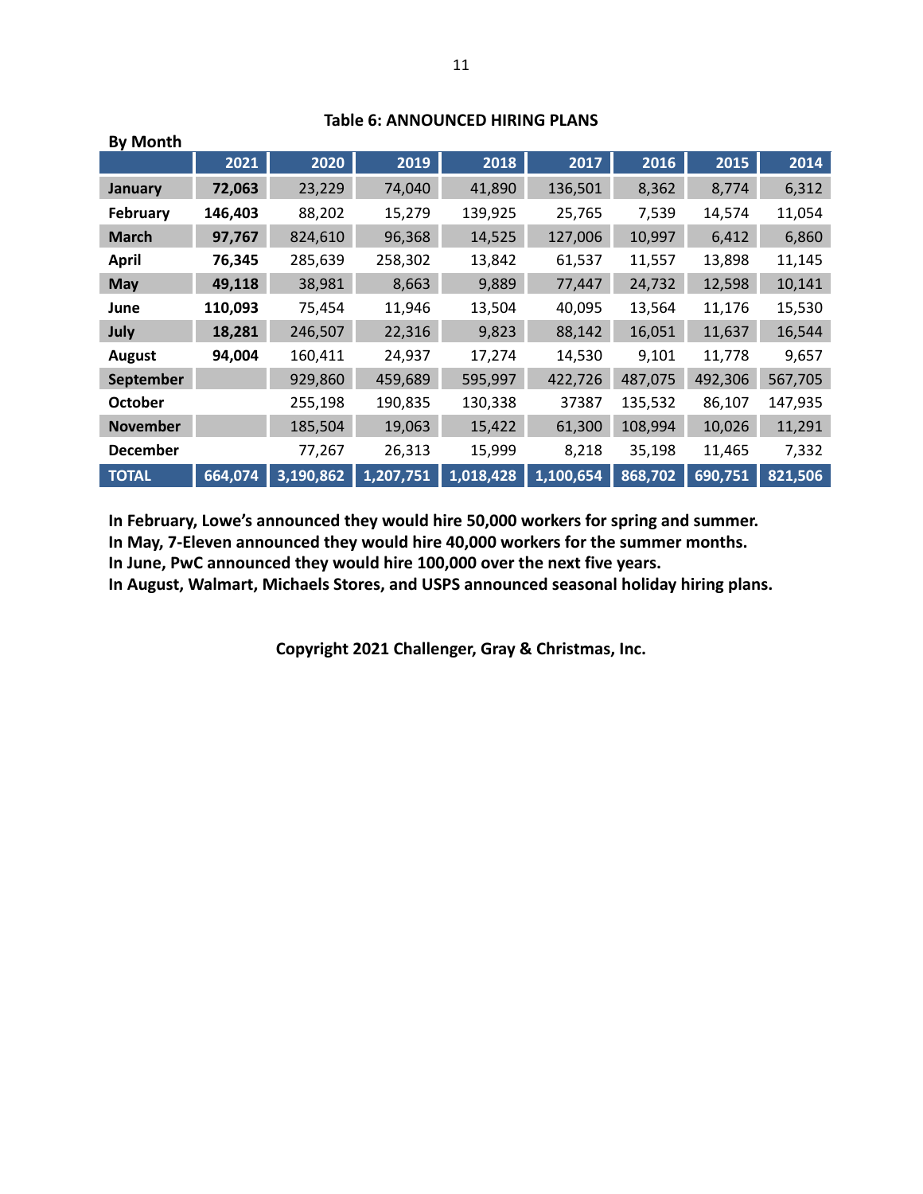### Table 6: ANNOUNCED HIRING PLANS

**By Month**

| | 2021 | 2020 | 2019 | 2018 | 2017 | 2016 | 2015 | 2014 |
|---|---|---|---|---|---|---|---|---|
| **January** | **72,063** | 23,229 | 74,040 | 41,890 | 136,501 | 8,362 | 8,774 | 6,312 |
| **February** | **146,403** | 88,202 | 15,279 | 139,925 | 25,765 | 7,539 | 14,574 | 11,054 |
| **March** | **97,767** | 824,610 | 96,368 | 14,525 | 127,006 | 10,997 | 6,412 | 6,860 |
| **April** | **76,345** | 285,639 | 258,302 | 13,842 | 61,537 | 11,557 | 13,898 | 11,145 |
| **May** | **49,118** | 38,981 | 8,663 | 9,889 | 77,447 | 24,732 | 12,598 | 10,141 |
| **June** | **110,093** | 75,454 | 11,946 | 13,504 | 40,095 | 13,564 | 11,176 | 15,530 |
| **July** | **18,281** | 246,507 | 22,316 | 9,823 | 88,142 | 16,051 | 11,637 | 16,544 |
| **August** | **94,004** | 160,411 | 24,937 | 17,274 | 14,530 | 9,101 | 11,778 | 9,657 |
| **September** | | 929,860 | 459,689 | 595,997 | 422,726 | 487,075 | 492,306 | 567,705 |
| **October** | | 255,198 | 190,835 | 130,338 | 37387 | 135,532 | 86,107 | 147,935 |
| **November** | | 185,504 | 19,063 | 15,422 | 61,300 | 108,994 | 10,026 | 11,291 |
| **December** | | 77,267 | 26,313 | 15,999 | 8,218 | 35,198 | 11,465 | 7,332 |
| **TOTAL** | **664,074** | **3,190,862** | **1,207,751** | **1,018,428** | **1,100,654** | **868,702** | **690,751** | **821,506** |

**In February, Lowe's announced they would hire 50,000 workers for spring and summer.**
**In May, 7-Eleven announced they would hire 40,000 workers for the summer months.**
**In June, PwC announced they would hire 100,000 over the next five years.**
**In August, Walmart, Michaels Stores, and USPS announced seasonal holiday hiring plans.**

**Copyright 2021 Challenger, Gray & Christmas, Inc.**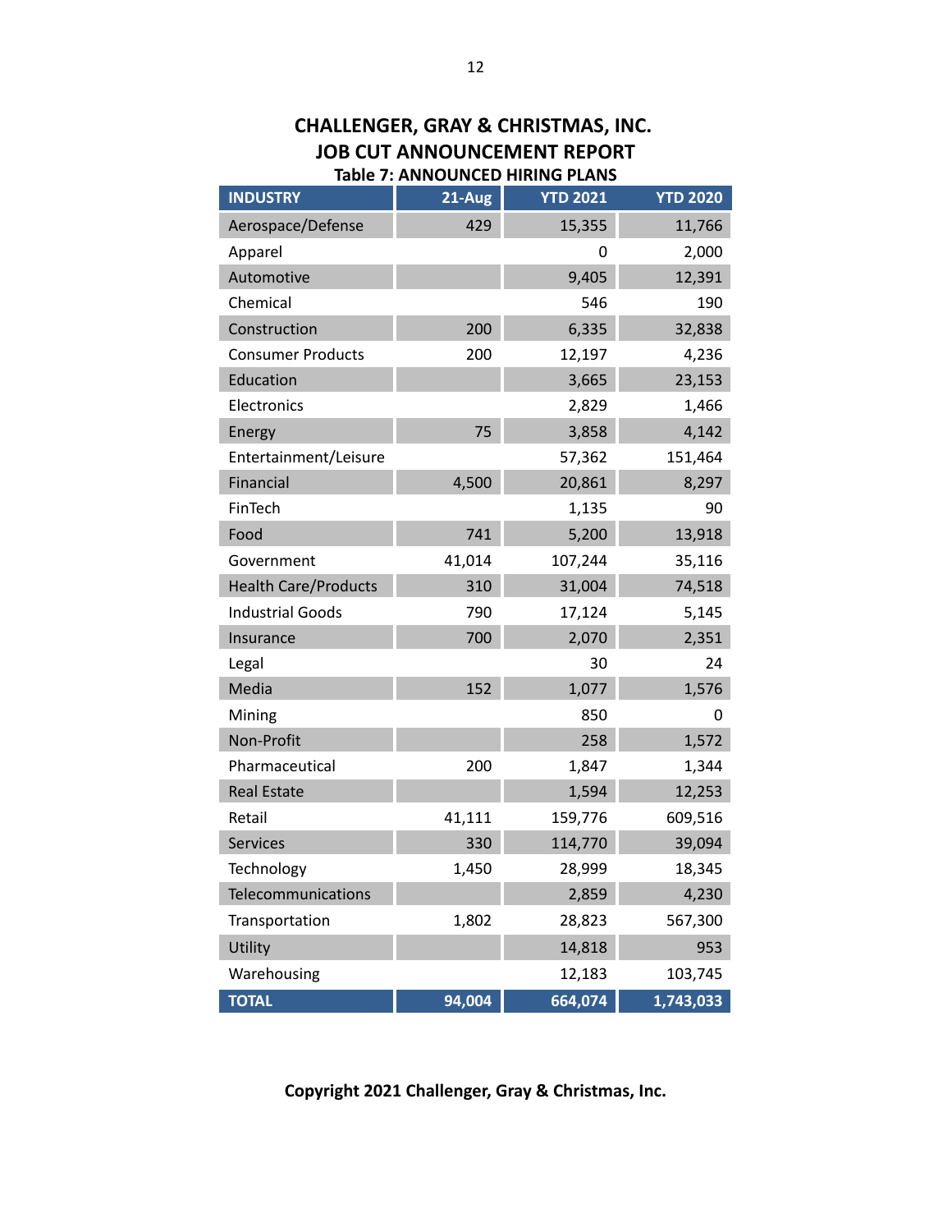# CHALLENGER, GRAY & CHRISTMAS, INC.
# JOB CUT ANNOUNCEMENT REPORT

### Table 7: ANNOUNCED HIRING PLANS

| INDUSTRY | 21-Aug | YTD 2021 | YTD 2020 |
|---|---|---|---|
| Aerospace/Defense | 429 | 15,355 | 11,766 |
| Apparel | | 0 | 2,000 |
| Automotive | | 9,405 | 12,391 |
| Chemical | | 546 | 190 |
| Construction | 200 | 6,335 | 32,838 |
| Consumer Products | 200 | 12,197 | 4,236 |
| Education | | 3,665 | 23,153 |
| Electronics | | 2,829 | 1,466 |
| Energy | 75 | 3,858 | 4,142 |
| Entertainment/Leisure | | 57,362 | 151,464 |
| Financial | 4,500 | 20,861 | 8,297 |
| FinTech | | 1,135 | 90 |
| Food | 741 | 5,200 | 13,918 |
| Government | 41,014 | 107,244 | 35,116 |
| Health Care/Products | 310 | 31,004 | 74,518 |
| Industrial Goods | 790 | 17,124 | 5,145 |
| Insurance | 700 | 2,070 | 2,351 |
| Legal | | 30 | 24 |
| Media | 152 | 1,077 | 1,576 |
| Mining | | 850 | 0 |
| Non-Profit | | 258 | 1,572 |
| Pharmaceutical | 200 | 1,847 | 1,344 |
| Real Estate | | 1,594 | 12,253 |
| Retail | 41,111 | 159,776 | 609,516 |
| Services | 330 | 114,770 | 39,094 |
| Technology | 1,450 | 28,999 | 18,345 |
| Telecommunications | | 2,859 | 4,230 |
| Transportation | 1,802 | 28,823 | 567,300 |
| Utility | | 14,818 | 953 |
| Warehousing | | 12,183 | 103,745 |
| **TOTAL** | **94,004** | **664,074** | **1,743,033** |

**Copyright 2021 Challenger, Gray & Christmas, Inc.**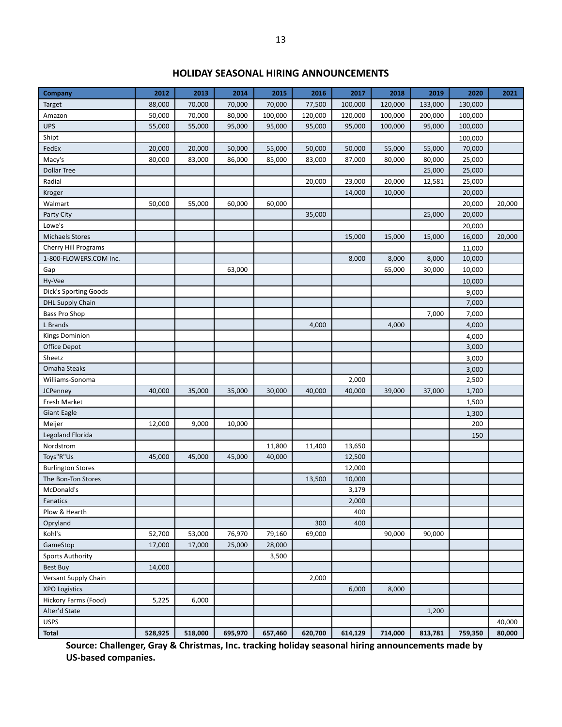## HOLIDAY SEASONAL HIRING ANNOUNCEMENTS

| Company | 2012 | 2013 | 2014 | 2015 | 2016 | 2017 | 2018 | 2019 | 2020 | 2021 |
|---|---|---|---|---|---|---|---|---|---|---|
| Target | 88,000 | 70,000 | 70,000 | 70,000 | 77,500 | 100,000 | 120,000 | 133,000 | 130,000 | |
| Amazon | 50,000 | 70,000 | 80,000 | 100,000 | 120,000 | 120,000 | 100,000 | 200,000 | 100,000 | |
| UPS | 55,000 | 55,000 | 95,000 | 95,000 | 95,000 | 95,000 | 100,000 | 95,000 | 100,000 | |
| Shipt | | | | | | | | | 100,000 | |
| FedEx | 20,000 | 20,000 | 50,000 | 55,000 | 50,000 | 50,000 | 55,000 | 55,000 | 70,000 | |
| Macy's | 80,000 | 83,000 | 86,000 | 85,000 | 83,000 | 87,000 | 80,000 | 80,000 | 25,000 | |
| Dollar Tree | | | | | | | | 25,000 | 25,000 | |
| Radial | | | | | 20,000 | 23,000 | 20,000 | 12,581 | 25,000 | |
| Kroger | | | | | | 14,000 | 10,000 | | 20,000 | |
| Walmart | 50,000 | 55,000 | 60,000 | 60,000 | | | | | 20,000 | 20,000 |
| Party City | | | | | 35,000 | | | 25,000 | 20,000 | |
| Lowe's | | | | | | | | | 20,000 | |
| Michaels Stores | | | | | | 15,000 | 15,000 | 15,000 | 16,000 | 20,000 |
| Cherry Hill Programs | | | | | | | | | 11,000 | |
| 1-800-FLOWERS.COM Inc. | | | | | | 8,000 | 8,000 | 8,000 | 10,000 | |
| Gap | | | 63,000 | | | | 65,000 | 30,000 | 10,000 | |
| Hy-Vee | | | | | | | | | 10,000 | |
| Dick's Sporting Goods | | | | | | | | | 9,000 | |
| DHL Supply Chain | | | | | | | | | 7,000 | |
| Bass Pro Shop | | | | | | | | 7,000 | 7,000 | |
| L Brands | | | | | 4,000 | | 4,000 | | 4,000 | |
| Kings Dominion | | | | | | | | | 4,000 | |
| Office Depot | | | | | | | | | 3,000 | |
| Sheetz | | | | | | | | | 3,000 | |
| Omaha Steaks | | | | | | | | | 3,000 | |
| Williams-Sonoma | | | | | | 2,000 | | | 2,500 | |
| JCPenney | 40,000 | 35,000 | 35,000 | 30,000 | 40,000 | 40,000 | 39,000 | 37,000 | 1,700 | |
| Fresh Market | | | | | | | | | 1,500 | |
| Giant Eagle | | | | | | | | | 1,300 | |
| Meijer | 12,000 | 9,000 | 10,000 | | | | | | 200 | |
| Legoland Florida | | | | | | | | | 150 | |
| Nordstrom | | | | 11,800 | 11,400 | 13,650 | | | | |
| Toys"R"Us | 45,000 | 45,000 | 45,000 | 40,000 | | 12,500 | | | | |
| Burlington Stores | | | | | | 12,000 | | | | |
| The Bon-Ton Stores | | | | | 13,500 | 10,000 | | | | |
| McDonald's | | | | | | 3,179 | | | | |
| Fanatics | | | | | | 2,000 | | | | |
| Plow & Hearth | | | | | | 400 | | | | |
| Opryland | | | | | 300 | 400 | | | | |
| Kohl's | 52,700 | 53,000 | 76,970 | 79,160 | 69,000 | | 90,000 | 90,000 | | |
| GameStop | 17,000 | 17,000 | 25,000 | 28,000 | | | | | | |
| Sports Authority | | | | 3,500 | | | | | | |
| Best Buy | 14,000 | | | | | | | | | |
| Versant Supply Chain | | | | | 2,000 | | | | | |
| XPO Logistics | | | | | | 6,000 | 8,000 | | | |
| Hickory Farms (Food) | 5,225 | 6,000 | | | | | | | | |
| Alter'd State | | | | | | | | 1,200 | | |
| USPS | | | | | | | | | | 40,000 |
| **Total** | **528,925** | **518,000** | **695,970** | **657,460** | **620,700** | **614,129** | **714,000** | **813,781** | **759,350** | **80,000** |

**Source: Challenger, Gray & Christmas, Inc. tracking holiday seasonal hiring announcements made by US-based companies.**